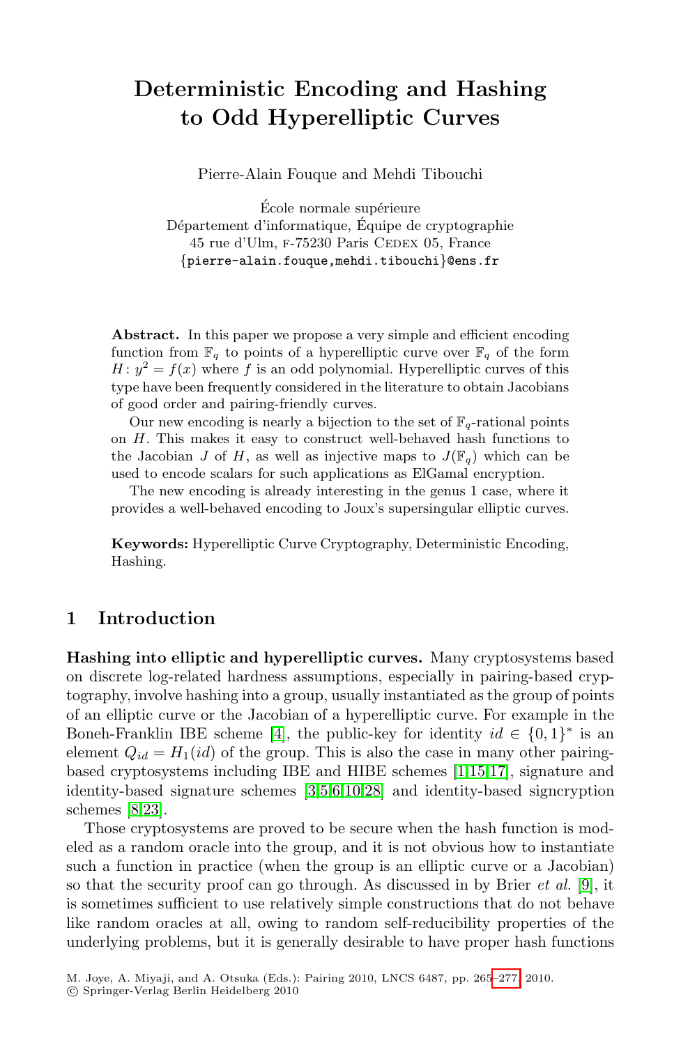# Deterministic Encoding and Hashing to Odd Hyperelliptic Curves

Pierre-Alain Fouque and Mehdi Tibouchi

École normale supérieure
Département d'informatique, Équipe de cryptographie
45 rue d'Ulm, F-75230 Paris Cedex 05, France
{pierre-alain.fouque,mehdi.tibouchi}@ens.fr

**Abstract.** In this paper we propose a very simple and efficient encoding function from $\mathbb{F}_q$ to points of a hyperelliptic curve over $\mathbb{F}_q$ of the form $H\colon y^2 = f(x)$ where $f$ is an odd polynomial. Hyperelliptic curves of this type have been frequently considered in the literature to obtain Jacobians of good order and pairing-friendly curves.

Our new encoding is nearly a bijection to the set of $\mathbb{F}_q$-rational points on $H$. This makes it easy to construct well-behaved hash functions to the Jacobian $J$ of $H$, as well as injective maps to $J(\mathbb{F}_q)$ which can be used to encode scalars for such applications as ElGamal encryption.

The new encoding is already interesting in the genus 1 case, where it provides a well-behaved encoding to Joux's supersingular elliptic curves.

**Keywords:** Hyperelliptic Curve Cryptography, Deterministic Encoding, Hashing.

## 1 Introduction

**Hashing into elliptic and hyperelliptic curves.** Many cryptosystems based on discrete log-related hardness assumptions, especially in pairing-based cryptography, involve hashing into a group, usually instantiated as the group of points of an elliptic curve or the Jacobian of a hyperelliptic curve. For example in the Boneh-Franklin IBE scheme [4], the public-key for identity $id \in \{0,1\}^*$ is an element $Q_{id} = H_1(id)$ of the group. This is also the case in many other pairing-based cryptosystems including IBE and HIBE schemes [1,15,17], signature and identity-based signature schemes [3,5,6,10,28] and identity-based signcryption schemes [8,23].

Those cryptosystems are proved to be secure when the hash function is modeled as a random oracle into the group, and it is not obvious how to instantiate such a function in practice (when the group is an elliptic curve or a Jacobian) so that the security proof can go through. As discussed in by Brier *et al.* [9], it is sometimes sufficient to use relatively simple constructions that do not behave like random oracles at all, owing to random self-reducibility properties of the underlying problems, but it is generally desirable to have proper hash functions

M. Joye, A. Miyaji, and A. Otsuka (Eds.): Pairing 2010, LNCS 6487, pp. 265–277, 2010.
© Springer-Verlag Berlin Heidelberg 2010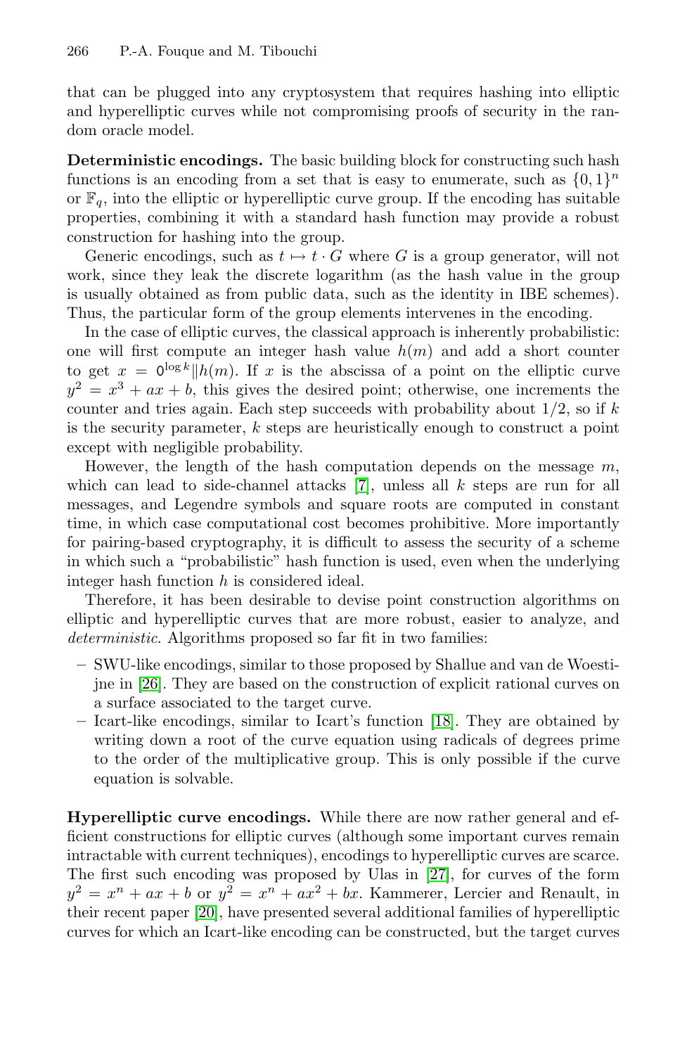that can be plugged into any cryptosystem that requires hashing into elliptic and hyperelliptic curves while not compromising proofs of security in the random oracle model.

**Deterministic encodings.** The basic building block for constructing such hash functions is an encoding from a set that is easy to enumerate, such as $\{0,1\}^n$ or $\mathbb{F}_q$, into the elliptic or hyperelliptic curve group. If the encoding has suitable properties, combining it with a standard hash function may provide a robust construction for hashing into the group.

Generic encodings, such as $t \mapsto t \cdot G$ where $G$ is a group generator, will not work, since they leak the discrete logarithm (as the hash value in the group is usually obtained as from public data, such as the identity in IBE schemes). Thus, the particular form of the group elements intervenes in the encoding.

In the case of elliptic curves, the classical approach is inherently probabilistic: one will first compute an integer hash value $h(m)$ and add a short counter to get $x = \mathsf{0}^{\log k} \| h(m)$. If $x$ is the abscissa of a point on the elliptic curve $y^2 = x^3 + ax + b$, this gives the desired point; otherwise, one increments the counter and tries again. Each step succeeds with probability about $1/2$, so if $k$ is the security parameter, $k$ steps are heuristically enough to construct a point except with negligible probability.

However, the length of the hash computation depends on the message $m$, which can lead to side-channel attacks [7], unless all $k$ steps are run for all messages, and Legendre symbols and square roots are computed in constant time, in which case computational cost becomes prohibitive. More importantly for pairing-based cryptography, it is difficult to assess the security of a scheme in which such a "probabilistic" hash function is used, even when the underlying integer hash function $h$ is considered ideal.

Therefore, it has been desirable to devise point construction algorithms on elliptic and hyperelliptic curves that are more robust, easier to analyze, and *deterministic*. Algorithms proposed so far fit in two families:

- SWU-like encodings, similar to those proposed by Shallue and van de Woestijne in [26]. They are based on the construction of explicit rational curves on a surface associated to the target curve.
- Icart-like encodings, similar to Icart's function [18]. They are obtained by writing down a root of the curve equation using radicals of degrees prime to the order of the multiplicative group. This is only possible if the curve equation is solvable.

**Hyperelliptic curve encodings.** While there are now rather general and efficient constructions for elliptic curves (although some important curves remain intractable with current techniques), encodings to hyperelliptic curves are scarce. The first such encoding was proposed by Ulas in [27], for curves of the form $y^2 = x^n + ax + b$ or $y^2 = x^n + ax^2 + bx$. Kammerer, Lercier and Renault, in their recent paper [20], have presented several additional families of hyperelliptic curves for which an Icart-like encoding can be constructed, but the target curves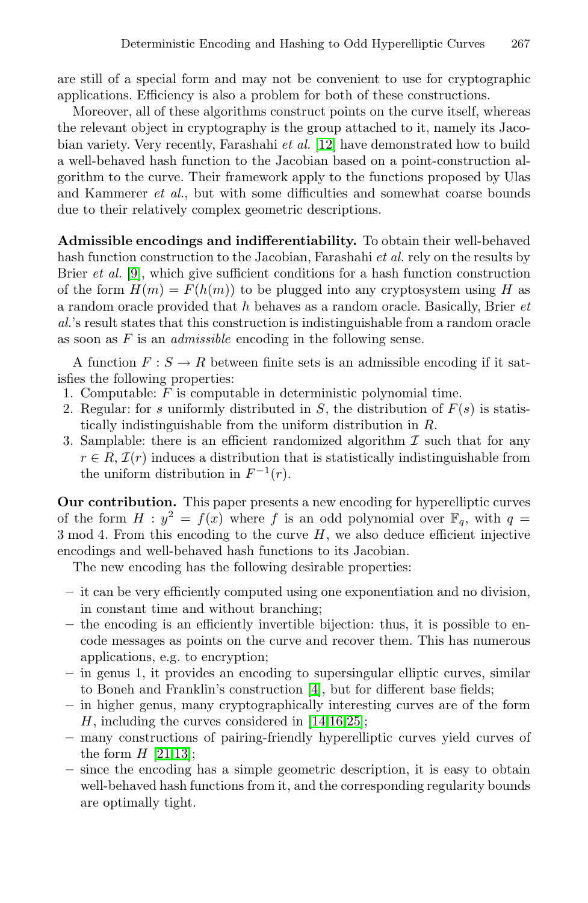are still of a special form and may not be convenient to use for cryptographic applications. Efficiency is also a problem for both of these constructions.

Moreover, all of these algorithms construct points on the curve itself, whereas the relevant object in cryptography is the group attached to it, namely its Jacobian variety. Very recently, Farashahi *et al.* [12] have demonstrated how to build a well-behaved hash function to the Jacobian based on a point-construction algorithm to the curve. Their framework apply to the functions proposed by Ulas and Kammerer *et al.*, but with some difficulties and somewhat coarse bounds due to their relatively complex geometric descriptions.

**Admissible encodings and indifferentiability.** To obtain their well-behaved hash function construction to the Jacobian, Farashahi *et al.* rely on the results by Brier *et al.* [9], which give sufficient conditions for a hash function construction of the form $H(m) = F(h(m))$ to be plugged into any cryptosystem using $H$ as a random oracle provided that $h$ behaves as a random oracle. Basically, Brier *et al.*'s result states that this construction is indistinguishable from a random oracle as soon as $F$ is an *admissible* encoding in the following sense.

A function $F : S \to R$ between finite sets is an admissible encoding if it satisfies the following properties:

1. Computable: $F$ is computable in deterministic polynomial time.
2. Regular: for $s$ uniformly distributed in $S$, the distribution of $F(s)$ is statistically indistinguishable from the uniform distribution in $R$.
3. Samplable: there is an efficient randomized algorithm $\mathcal{I}$ such that for any $r \in R$, $\mathcal{I}(r)$ induces a distribution that is statistically indistinguishable from the uniform distribution in $F^{-1}(r)$.

**Our contribution.** This paper presents a new encoding for hyperelliptic curves of the form $H : y^2 = f(x)$ where $f$ is an odd polynomial over $\mathbb{F}_q$, with $q = 3 \bmod 4$. From this encoding to the curve $H$, we also deduce efficient injective encodings and well-behaved hash functions to its Jacobian.

The new encoding has the following desirable properties:

- it can be very efficiently computed using one exponentiation and no division, in constant time and without branching;
- the encoding is an efficiently invertible bijection: thus, it is possible to encode messages as points on the curve and recover them. This has numerous applications, e.g. to encryption;
- in genus 1, it provides an encoding to supersingular elliptic curves, similar to Boneh and Franklin's construction [4], but for different base fields;
- in higher genus, many cryptographically interesting curves are of the form $H$, including the curves considered in [14,16,25];
- many constructions of pairing-friendly hyperelliptic curves yield curves of the form $H$ [21,13];
- since the encoding has a simple geometric description, it is easy to obtain well-behaved hash functions from it, and the corresponding regularity bounds are optimally tight.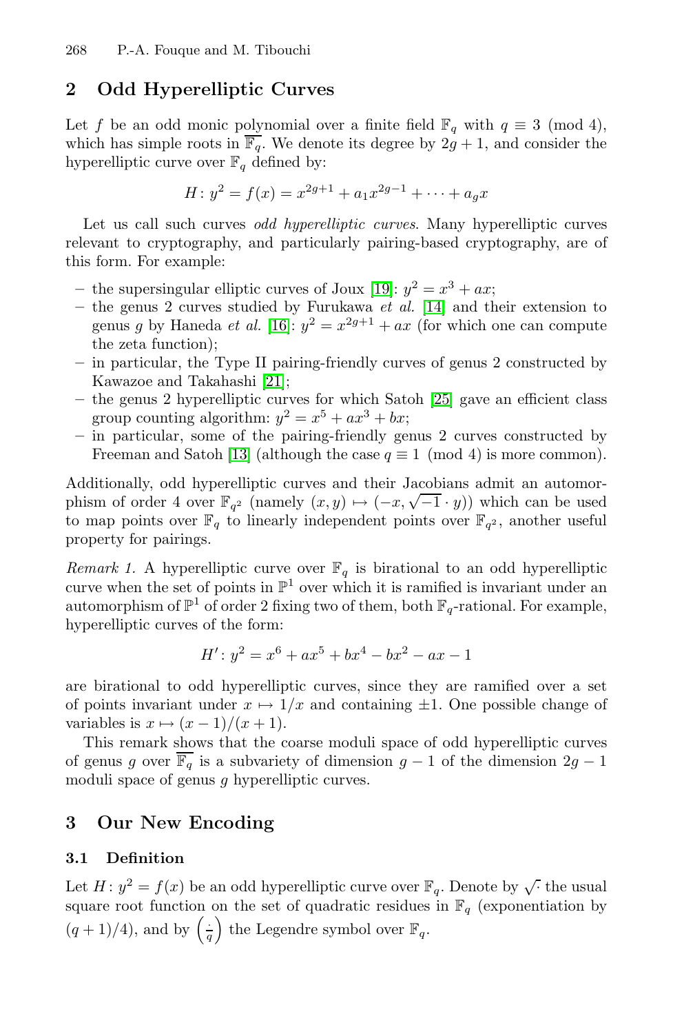## 2 Odd Hyperelliptic Curves

Let $f$ be an odd monic polynomial over a finite field $\mathbb{F}_q$ with $q \equiv 3 \pmod 4$, which has simple roots in $\overline{\mathbb{F}_q}$. We denote its degree by $2g+1$, and consider the hyperelliptic curve over $\mathbb{F}_q$ defined by:

$$H \colon y^2 = f(x) = x^{2g+1} + a_1 x^{2g-1} + \cdots + a_g x$$

Let us call such curves *odd hyperelliptic curves*. Many hyperelliptic curves relevant to cryptography, and particularly pairing-based cryptography, are of this form. For example:

- the supersingular elliptic curves of Joux [19]: $y^2 = x^3 + ax$;
- the genus 2 curves studied by Furukawa *et al.* [14] and their extension to genus $g$ by Haneda *et al.* [16]: $y^2 = x^{2g+1} + ax$ (for which one can compute the zeta function);
- in particular, the Type II pairing-friendly curves of genus 2 constructed by Kawazoe and Takahashi [21];
- the genus 2 hyperelliptic curves for which Satoh [25] gave an efficient class group counting algorithm: $y^2 = x^5 + ax^3 + bx$;
- in particular, some of the pairing-friendly genus 2 curves constructed by Freeman and Satoh [13] (although the case $q \equiv 1 \pmod 4$ is more common).

Additionally, odd hyperelliptic curves and their Jacobians admit an automorphism of order 4 over $\mathbb{F}_{q^2}$ (namely $(x, y) \mapsto (-x, \sqrt{-1} \cdot y)$) which can be used to map points over $\mathbb{F}_q$ to linearly independent points over $\mathbb{F}_{q^2}$, another useful property for pairings.

*Remark 1.* A hyperelliptic curve over $\mathbb{F}_q$ is birational to an odd hyperelliptic curve when the set of points in $\mathbb{P}^1$ over which it is ramified is invariant under an automorphism of $\mathbb{P}^1$ of order 2 fixing two of them, both $\mathbb{F}_q$-rational. For example, hyperelliptic curves of the form:

$$H' \colon y^2 = x^6 + ax^5 + bx^4 - bx^2 - ax - 1$$

are birational to odd hyperelliptic curves, since they are ramified over a set of points invariant under $x \mapsto 1/x$ and containing $\pm 1$. One possible change of variables is $x \mapsto (x-1)/(x+1)$.

This remark shows that the coarse moduli space of odd hyperelliptic curves of genus $g$ over $\overline{\mathbb{F}_q}$ is a subvariety of dimension $g-1$ of the dimension $2g-1$ moduli space of genus $g$ hyperelliptic curves.

## 3 Our New Encoding

### 3.1 Definition

Let $H \colon y^2 = f(x)$ be an odd hyperelliptic curve over $\mathbb{F}_q$. Denote by $\sqrt{\cdot}$ the usual square root function on the set of quadratic residues in $\mathbb{F}_q$ (exponentiation by $(q+1)/4$), and by $\left(\frac{\cdot}{q}\right)$ the Legendre symbol over $\mathbb{F}_q$.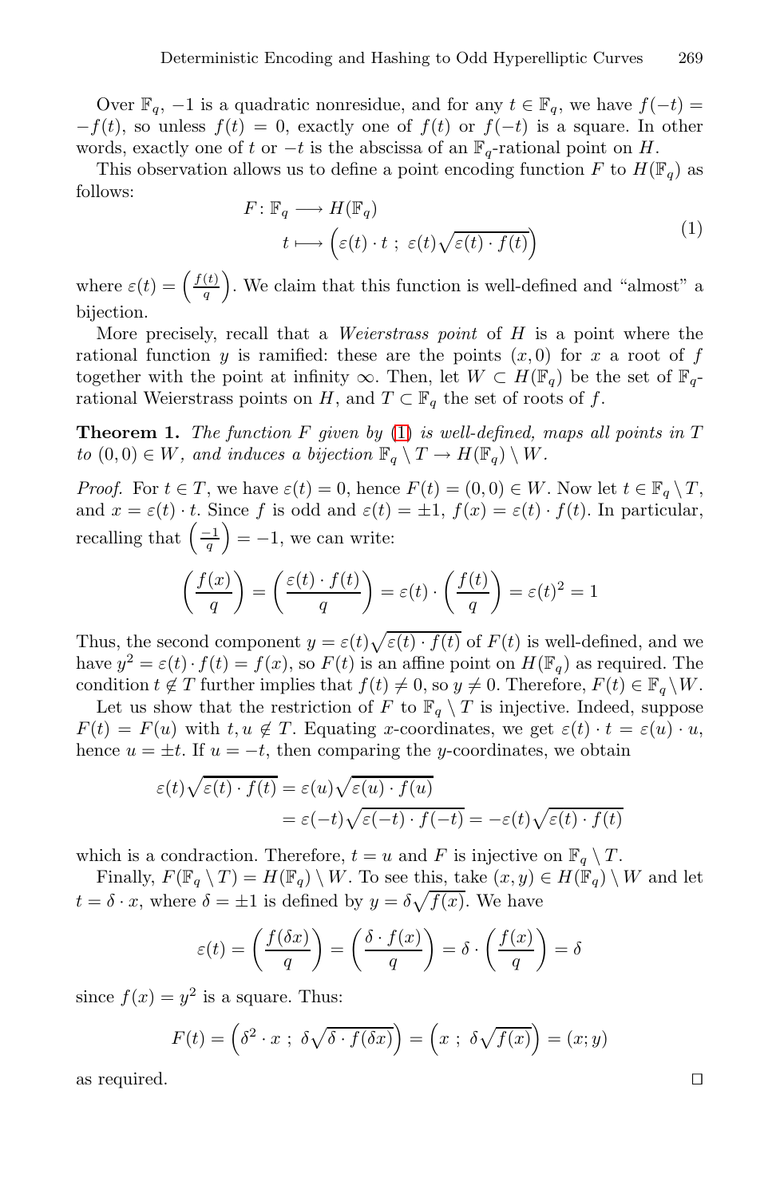Over $\mathbb{F}_q$, $-1$ is a quadratic nonresidue, and for any $t \in \mathbb{F}_q$, we have $f(-t) = -f(t)$, so unless $f(t) = 0$, exactly one of $f(t)$ or $f(-t)$ is a square. In other words, exactly one of $t$ or $-t$ is the abscissa of an $\mathbb{F}_q$-rational point on $H$.

This observation allows us to define a point encoding function $F$ to $H(\mathbb{F}_q)$ as follows:

$$
\begin{aligned}
F\colon \mathbb{F}_q &\longrightarrow H(\mathbb{F}_q) \\
t &\longmapsto \Big(\varepsilon(t)\cdot t \ ; \ \varepsilon(t)\sqrt{\varepsilon(t)\cdot f(t)}\Big)
\end{aligned}
\tag{1}
$$

where $\varepsilon(t) = \left(\frac{f(t)}{q}\right)$. We claim that this function is well-defined and "almost" a bijection.

More precisely, recall that a *Weierstrass point* of $H$ is a point where the rational function $y$ is ramified: these are the points $(x, 0)$ for $x$ a root of $f$ together with the point at infinity $\infty$. Then, let $W \subset H(\mathbb{F}_q)$ be the set of $\mathbb{F}_q$-rational Weierstrass points on $H$, and $T \subset \mathbb{F}_q$ the set of roots of $f$.

**Theorem 1.** *The function $F$ given by (1) is well-defined, maps all points in $T$ to $(0, 0) \in W$, and induces a bijection $\mathbb{F}_q \setminus T \to H(\mathbb{F}_q) \setminus W$.*

*Proof.* For $t \in T$, we have $\varepsilon(t) = 0$, hence $F(t) = (0, 0) \in W$. Now let $t \in \mathbb{F}_q \setminus T$, and $x = \varepsilon(t)\cdot t$. Since $f$ is odd and $\varepsilon(t) = \pm 1$, $f(x) = \varepsilon(t)\cdot f(t)$. In particular, recalling that $\left(\frac{-1}{q}\right) = -1$, we can write:

$$
\left(\frac{f(x)}{q}\right) = \left(\frac{\varepsilon(t)\cdot f(t)}{q}\right) = \varepsilon(t)\cdot\left(\frac{f(t)}{q}\right) = \varepsilon(t)^2 = 1
$$

Thus, the second component $y = \varepsilon(t)\sqrt{\varepsilon(t)\cdot f(t)}$ of $F(t)$ is well-defined, and we have $y^2 = \varepsilon(t)\cdot f(t) = f(x)$, so $F(t)$ is an affine point on $H(\mathbb{F}_q)$ as required. The condition $t \notin T$ further implies that $f(t) \neq 0$, so $y \neq 0$. Therefore, $F(t) \in \mathbb{F}_q \setminus W$.

Let us show that the restriction of $F$ to $\mathbb{F}_q \setminus T$ is injective. Indeed, suppose $F(t) = F(u)$ with $t, u \notin T$. Equating $x$-coordinates, we get $\varepsilon(t)\cdot t = \varepsilon(u)\cdot u$, hence $u = \pm t$. If $u = -t$, then comparing the $y$-coordinates, we obtain

$$
\begin{aligned}
\varepsilon(t)\sqrt{\varepsilon(t)\cdot f(t)} &= \varepsilon(u)\sqrt{\varepsilon(u)\cdot f(u)} \\
&= \varepsilon(-t)\sqrt{\varepsilon(-t)\cdot f(-t)} = -\varepsilon(t)\sqrt{\varepsilon(t)\cdot f(t)}
\end{aligned}
$$

which is a condraction. Therefore, $t = u$ and $F$ is injective on $\mathbb{F}_q \setminus T$.

Finally, $F(\mathbb{F}_q \setminus T) = H(\mathbb{F}_q) \setminus W$. To see this, take $(x, y) \in H(\mathbb{F}_q) \setminus W$ and let $t = \delta\cdot x$, where $\delta = \pm 1$ is defined by $y = \delta\sqrt{f(x)}$. We have

$$
\varepsilon(t) = \left(\frac{f(\delta x)}{q}\right) = \left(\frac{\delta\cdot f(x)}{q}\right) = \delta\cdot\left(\frac{f(x)}{q}\right) = \delta
$$

since $f(x) = y^2$ is a square. Thus:

$$
F(t) = \Big(\delta^2\cdot x \ ; \ \delta\sqrt{\delta\cdot f(\delta x)}\Big) = \Big(x \ ; \ \delta\sqrt{f(x)}\Big) = (x; y)
$$

as required. $\square$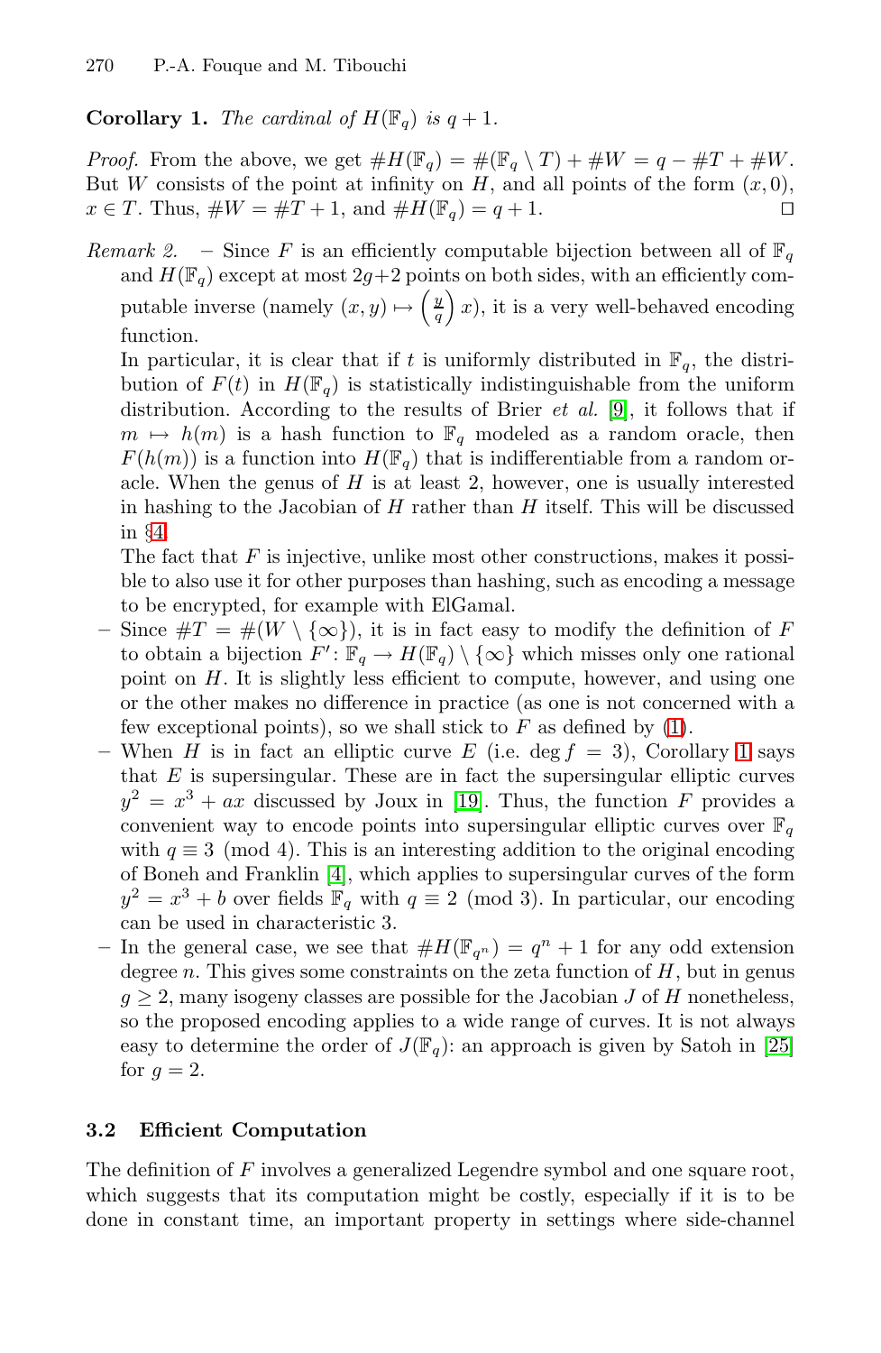**Corollary 1.** *The cardinal of $H(\mathbb{F}_q)$ is $q+1$.*

*Proof.* From the above, we get $\#H(\mathbb{F}_q) = \#(\mathbb{F}_q \setminus T) + \#W = q - \#T + \#W$. But $W$ consists of the point at infinity on $H$, and all points of the form $(x, 0)$, $x \in T$. Thus, $\#W = \#T + 1$, and $\#H(\mathbb{F}_q) = q + 1$. □

*Remark 2.*

– Since $F$ is an efficiently computable bijection between all of $\mathbb{F}_q$ and $H(\mathbb{F}_q)$ except at most $2g+2$ points on both sides, with an efficiently computable inverse (namely $(x, y) \mapsto \left(\frac{y}{q}\right) x$), it is a very well-behaved encoding function.

  In particular, it is clear that if $t$ is uniformly distributed in $\mathbb{F}_q$, the distribution of $F(t)$ in $H(\mathbb{F}_q)$ is statistically indistinguishable from the uniform distribution. According to the results of Brier *et al.* [9], it follows that if $m \mapsto h(m)$ is a hash function to $\mathbb{F}_q$ modeled as a random oracle, then $F(h(m))$ is a function into $H(\mathbb{F}_q)$ that is indifferentiable from a random oracle. When the genus of $H$ is at least 2, however, one is usually interested in hashing to the Jacobian of $H$ rather than $H$ itself. This will be discussed in §4.

  The fact that $F$ is injective, unlike most other constructions, makes it possible to also use it for other purposes than hashing, such as encoding a message to be encrypted, for example with ElGamal.

– Since $\#T = \#(W \setminus \{\infty\})$, it is in fact easy to modify the definition of $F$ to obtain a bijection $F' \colon \mathbb{F}_q \to H(\mathbb{F}_q) \setminus \{\infty\}$ which misses only one rational point on $H$. It is slightly less efficient to compute, however, and using one or the other makes no difference in practice (as one is not concerned with a few exceptional points), so we shall stick to $F$ as defined by (1).

– When $H$ is in fact an elliptic curve $E$ (i.e. $\deg f = 3$), Corollary 1 says that $E$ is supersingular. These are in fact the supersingular elliptic curves $y^2 = x^3 + ax$ discussed by Joux in [19]. Thus, the function $F$ provides a convenient way to encode points into supersingular elliptic curves over $\mathbb{F}_q$ with $q \equiv 3 \pmod 4$. This is an interesting addition to the original encoding of Boneh and Franklin [4], which applies to supersingular curves of the form $y^2 = x^3 + b$ over fields $\mathbb{F}_q$ with $q \equiv 2 \pmod 3$. In particular, our encoding can be used in characteristic 3.

– In the general case, we see that $\#H(\mathbb{F}_{q^n}) = q^n + 1$ for any odd extension degree $n$. This gives some constraints on the zeta function of $H$, but in genus $g \geq 2$, many isogeny classes are possible for the Jacobian $J$ of $H$ nonetheless, so the proposed encoding applies to a wide range of curves. It is not always easy to determine the order of $J(\mathbb{F}_q)$: an approach is given by Satoh in [25] for $g = 2$.

### 3.2 Efficient Computation

The definition of $F$ involves a generalized Legendre symbol and one square root, which suggests that its computation might be costly, especially if it is to be done in constant time, an important property in settings where side-channel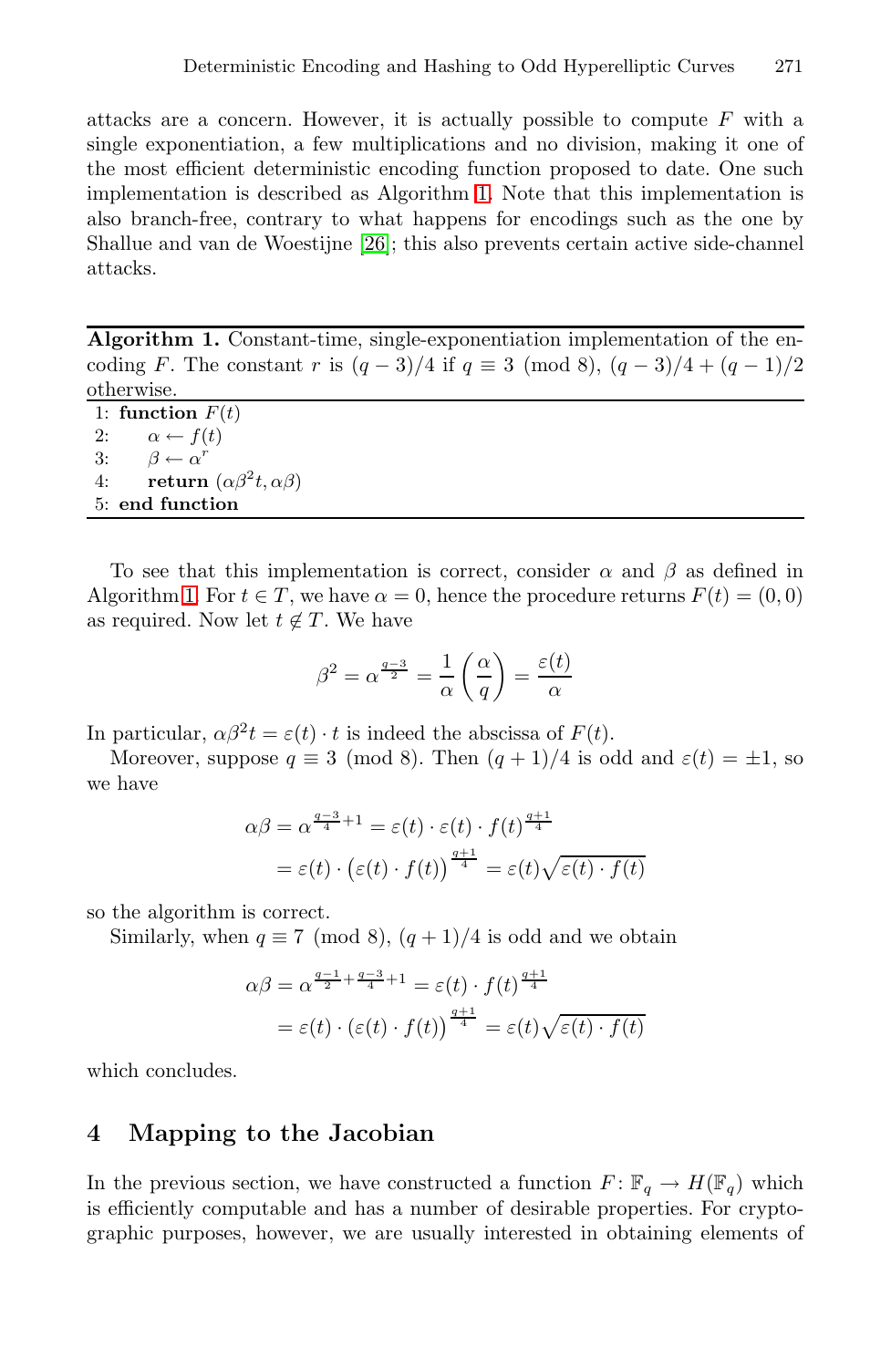attacks are a concern. However, it is actually possible to compute $F$ with a single exponentiation, a few multiplications and no division, making it one of the most efficient deterministic encoding function proposed to date. One such implementation is described as Algorithm 1. Note that this implementation is also branch-free, contrary to what happens for encodings such as the one by Shallue and van de Woestijne [26]; this also prevents certain active side-channel attacks.

---

**Algorithm 1.** Constant-time, single-exponentiation implementation of the encoding $F$. The constant $r$ is $(q-3)/4$ if $q \equiv 3 \pmod 8$, $(q-3)/4 + (q-1)/2$ otherwise.

```
1: function F(t)
2:     α ← f(t)
3:     β ← α^r
4:     return (αβ²t, αβ)
5: end function
```

---

To see that this implementation is correct, consider $\alpha$ and $\beta$ as defined in Algorithm 1. For $t \in T$, we have $\alpha = 0$, hence the procedure returns $F(t) = (0, 0)$ as required. Now let $t \notin T$. We have

$$\beta^2 = \alpha^{\frac{q-3}{2}} = \frac{1}{\alpha}\left(\frac{\alpha}{q}\right) = \frac{\varepsilon(t)}{\alpha}$$

In particular, $\alpha\beta^2 t = \varepsilon(t) \cdot t$ is indeed the abscissa of $F(t)$.

Moreover, suppose $q \equiv 3 \pmod 8$. Then $(q+1)/4$ is odd and $\varepsilon(t) = \pm 1$, so we have

$$\begin{aligned}
\alpha\beta &= \alpha^{\frac{q-3}{4}+1} = \varepsilon(t) \cdot \varepsilon(t) \cdot f(t)^{\frac{q+1}{4}} \\
&= \varepsilon(t) \cdot \big(\varepsilon(t) \cdot f(t)\big)^{\frac{q+1}{4}} = \varepsilon(t)\sqrt{\varepsilon(t) \cdot f(t)}
\end{aligned}$$

so the algorithm is correct.

Similarly, when $q \equiv 7 \pmod 8$, $(q+1)/4$ is odd and we obtain

$$\begin{aligned}
\alpha\beta &= \alpha^{\frac{q-1}{2}+\frac{q-3}{4}+1} = \varepsilon(t) \cdot f(t)^{\frac{q+1}{4}} \\
&= \varepsilon(t) \cdot \big(\varepsilon(t) \cdot f(t)\big)^{\frac{q+1}{4}} = \varepsilon(t)\sqrt{\varepsilon(t) \cdot f(t)}
\end{aligned}$$

which concludes.

## 4 Mapping to the Jacobian

In the previous section, we have constructed a function $F\colon \mathbb{F}_q \to H(\mathbb{F}_q)$ which is efficiently computable and has a number of desirable properties. For cryptographic purposes, however, we are usually interested in obtaining elements of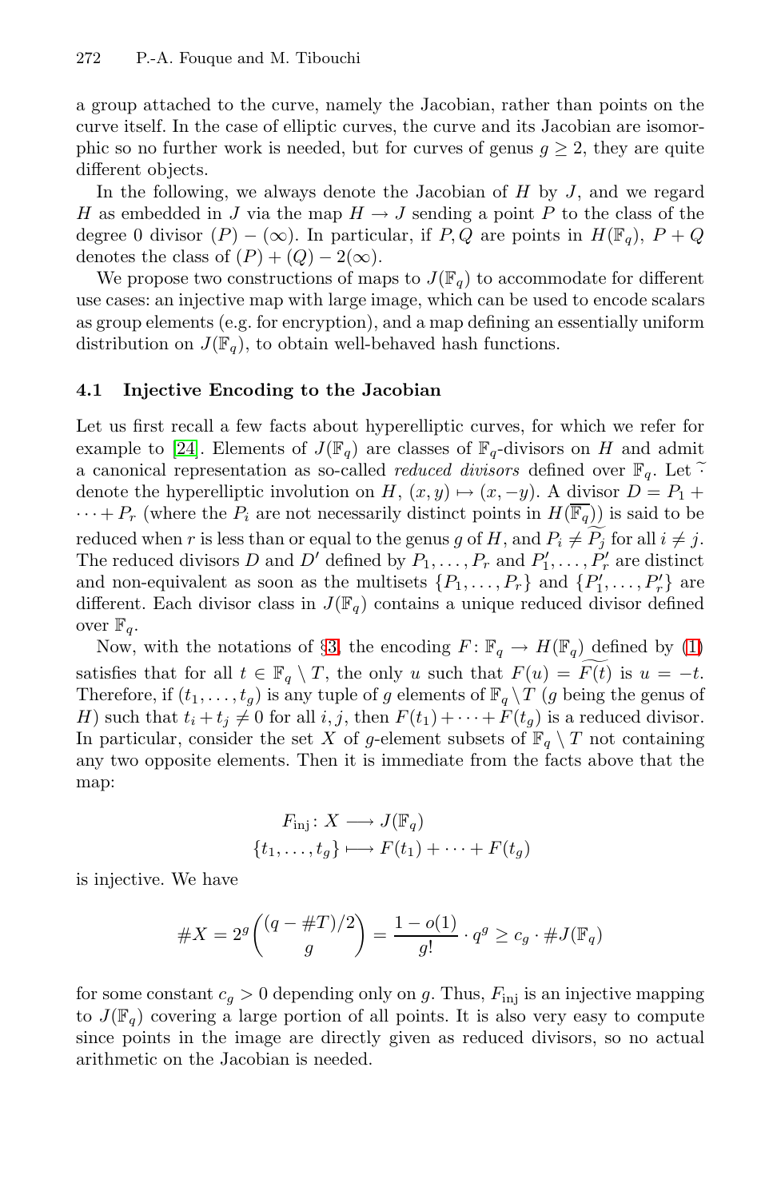a group attached to the curve, namely the Jacobian, rather than points on the curve itself. In the case of elliptic curves, the curve and its Jacobian are isomorphic so no further work is needed, but for curves of genus $g \geq 2$, they are quite different objects.

In the following, we always denote the Jacobian of $H$ by $J$, and we regard $H$ as embedded in $J$ via the map $H \to J$ sending a point $P$ to the class of the degree 0 divisor $(P) - (\infty)$. In particular, if $P, Q$ are points in $H(\mathbb{F}_q)$, $P + Q$ denotes the class of $(P) + (Q) - 2(\infty)$.

We propose two constructions of maps to $J(\mathbb{F}_q)$ to accommodate for different use cases: an injective map with large image, which can be used to encode scalars as group elements (e.g. for encryption), and a map defining an essentially uniform distribution on $J(\mathbb{F}_q)$, to obtain well-behaved hash functions.

### 4.1 Injective Encoding to the Jacobian

Let us first recall a few facts about hyperelliptic curves, for which we refer for example to [24]. Elements of $J(\mathbb{F}_q)$ are classes of $\mathbb{F}_q$-divisors on $H$ and admit a canonical representation as so-called *reduced divisors* defined over $\mathbb{F}_q$. Let $\widetilde{\cdot}$ denote the hyperelliptic involution on $H$, $(x, y) \mapsto (x, -y)$. A divisor $D = P_1 + \cdots + P_r$ (where the $P_i$ are not necessarily distinct points in $H(\overline{\mathbb{F}_q})$) is said to be reduced when $r$ is less than or equal to the genus $g$ of $H$, and $P_i \neq \widetilde{P_j}$ for all $i \neq j$. The reduced divisors $D$ and $D'$ defined by $P_1, \dots, P_r$ and $P'_1, \dots, P'_r$ are distinct and non-equivalent as soon as the multisets $\{P_1, \dots, P_r\}$ and $\{P'_1, \dots, P'_r\}$ are different. Each divisor class in $J(\mathbb{F}_q)$ contains a unique reduced divisor defined over $\mathbb{F}_q$.

Now, with the notations of §3, the encoding $F\colon \mathbb{F}_q \to H(\mathbb{F}_q)$ defined by (1) satisfies that for all $t \in \mathbb{F}_q \setminus T$, the only $u$ such that $F(u) = \widetilde{F(t)}$ is $u = -t$. Therefore, if $(t_1, \dots, t_g)$ is any tuple of $g$ elements of $\mathbb{F}_q \setminus T$ ($g$ being the genus of $H$) such that $t_i + t_j \neq 0$ for all $i, j$, then $F(t_1) + \cdots + F(t_g)$ is a reduced divisor. In particular, consider the set $X$ of $g$-element subsets of $\mathbb{F}_q \setminus T$ not containing any two opposite elements. Then it is immediate from the facts above that the map:

$$
\begin{aligned}
F_{\mathrm{inj}}\colon X &\longrightarrow J(\mathbb{F}_q) \\
\{t_1, \dots, t_g\} &\longmapsto F(t_1) + \cdots + F(t_g)
\end{aligned}
$$

is injective. We have

$$
\#X = 2^g \binom{(q - \#T)/2}{g} = \frac{1 - o(1)}{g!} \cdot q^g \geq c_g \cdot \#J(\mathbb{F}_q)
$$

for some constant $c_g > 0$ depending only on $g$. Thus, $F_{\mathrm{inj}}$ is an injective mapping to $J(\mathbb{F}_q)$ covering a large portion of all points. It is also very easy to compute since points in the image are directly given as reduced divisors, so no actual arithmetic on the Jacobian is needed.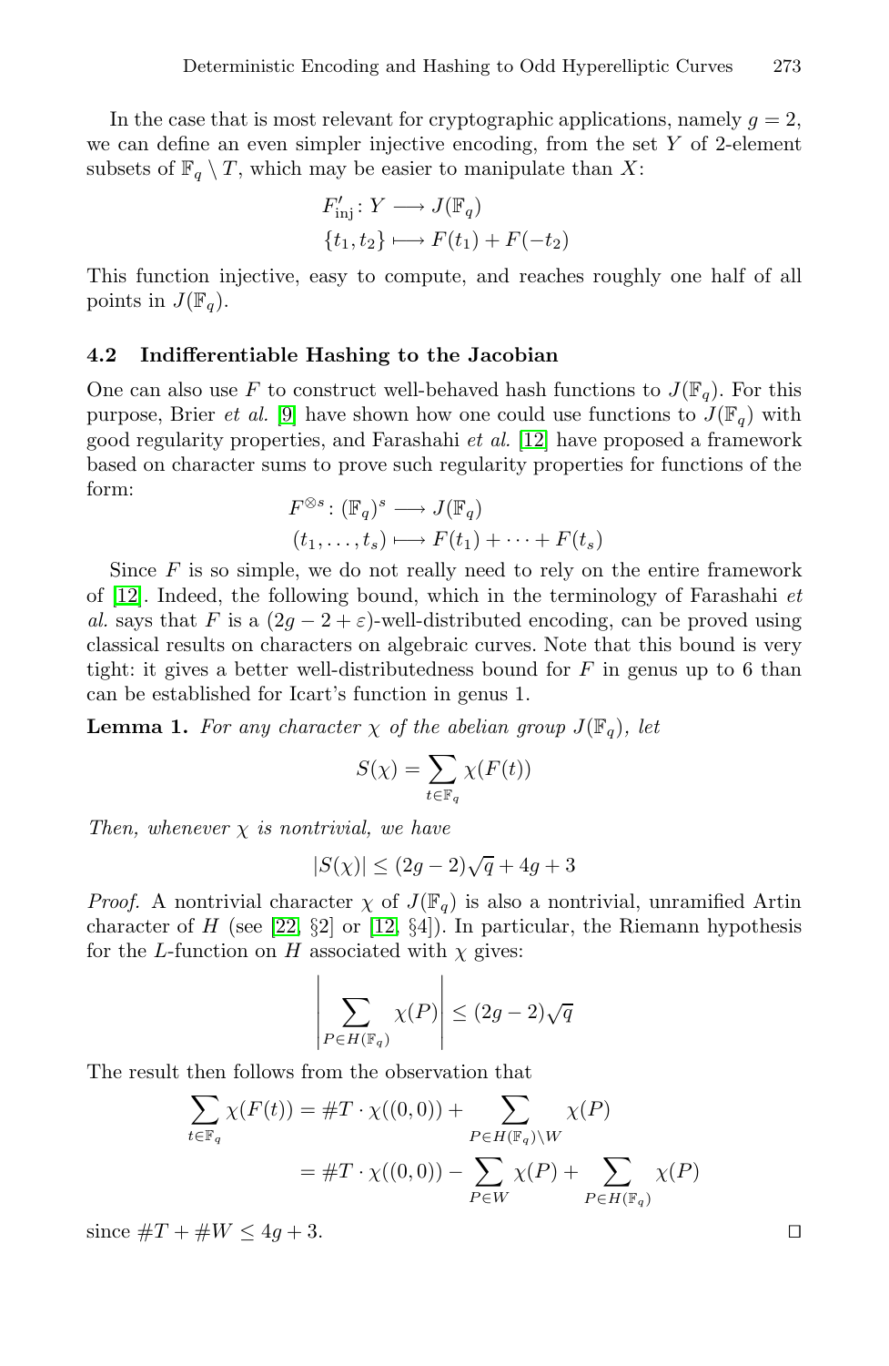In the case that is most relevant for cryptographic applications, namely $g = 2$, we can define an even simpler injective encoding, from the set $Y$ of 2-element subsets of $\mathbb{F}_q \setminus T$, which may be easier to manipulate than $X$:

$$F'_{\mathrm{inj}} \colon Y \longrightarrow J(\mathbb{F}_q)$$
$$\{t_1, t_2\} \longmapsto F(t_1) + F(-t_2)$$

This function injective, easy to compute, and reaches roughly one half of all points in $J(\mathbb{F}_q)$.

### 4.2 Indifferentiable Hashing to the Jacobian

One can also use $F$ to construct well-behaved hash functions to $J(\mathbb{F}_q)$. For this purpose, Brier *et al.* [9] have shown how one could use functions to $J(\mathbb{F}_q)$ with good regularity properties, and Farashahi *et al.* [12] have proposed a framework based on character sums to prove such regularity properties for functions of the form:

$$F^{\otimes s} \colon (\mathbb{F}_q)^s \longrightarrow J(\mathbb{F}_q)$$
$$(t_1, \ldots, t_s) \longmapsto F(t_1) + \cdots + F(t_s)$$

Since $F$ is so simple, we do not really need to rely on the entire framework of [12]. Indeed, the following bound, which in the terminology of Farashahi *et al.* says that $F$ is a $(2g - 2 + \varepsilon)$-well-distributed encoding, can be proved using classical results on characters on algebraic curves. Note that this bound is very tight: it gives a better well-distributedness bound for $F$ in genus up to 6 than can be established for Icart's function in genus 1.

**Lemma 1.** *For any character $\chi$ of the abelian group $J(\mathbb{F}_q)$, let*

$$S(\chi) = \sum_{t \in \mathbb{F}_q} \chi(F(t))$$

*Then, whenever $\chi$ is nontrivial, we have*

$$|S(\chi)| \leq (2g - 2)\sqrt{q} + 4g + 3$$

*Proof.* A nontrivial character $\chi$ of $J(\mathbb{F}_q)$ is also a nontrivial, unramified Artin character of $H$ (see [22, §2] or [12, §4]). In particular, the Riemann hypothesis for the $L$-function on $H$ associated with $\chi$ gives:

$$\left| \sum_{P \in H(\mathbb{F}_q)} \chi(P) \right| \leq (2g - 2)\sqrt{q}$$

The result then follows from the observation that

$$\sum_{t \in \mathbb{F}_q} \chi(F(t)) = \#T \cdot \chi((0,0)) + \sum_{P \in H(\mathbb{F}_q) \setminus W} \chi(P)$$
$$= \#T \cdot \chi((0,0)) - \sum_{P \in W} \chi(P) + \sum_{P \in H(\mathbb{F}_q)} \chi(P)$$

since $\#T + \#W \leq 4g + 3$. $\square$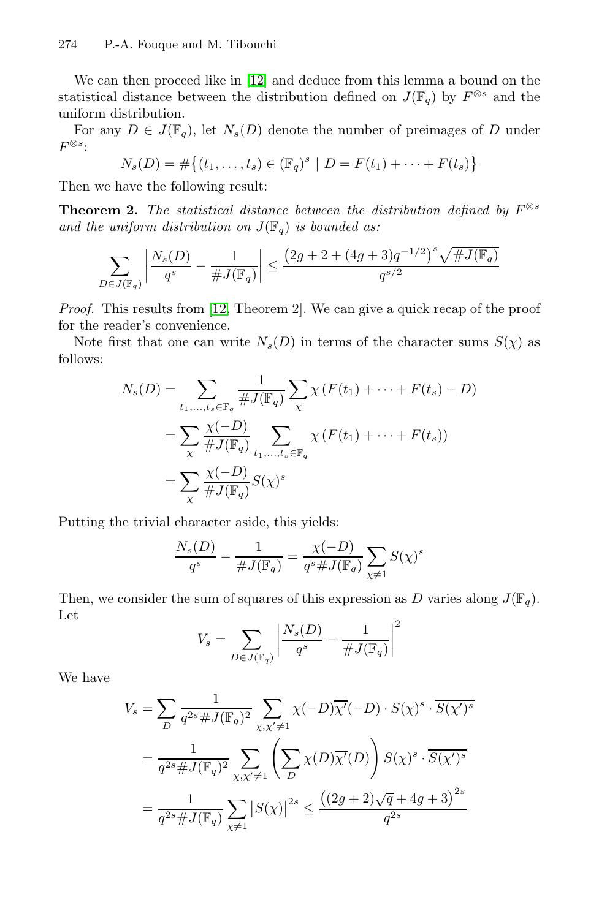We can then proceed like in [12] and deduce from this lemma a bound on the statistical distance between the distribution defined on $J(\mathbb{F}_q)$ by $F^{\otimes s}$ and the uniform distribution.

For any $D \in J(\mathbb{F}_q)$, let $N_s(D)$ denote the number of preimages of $D$ under $F^{\otimes s}$:

$$N_s(D) = \#\big\{(t_1, \dots, t_s) \in (\mathbb{F}_q)^s \mid D = F(t_1) + \dots + F(t_s)\big\}$$

Then we have the following result:

**Theorem 2.** *The statistical distance between the distribution defined by $F^{\otimes s}$ and the uniform distribution on $J(\mathbb{F}_q)$ is bounded as:*

$$\sum_{D \in J(\mathbb{F}_q)} \left| \frac{N_s(D)}{q^s} - \frac{1}{\#J(\mathbb{F}_q)} \right| \le \frac{\big(2g + 2 + (4g+3)q^{-1/2}\big)^s \sqrt{\#J(\mathbb{F}_q)}}{q^{s/2}}$$

*Proof.* This results from [12, Theorem 2]. We can give a quick recap of the proof for the reader's convenience.

Note first that one can write $N_s(D)$ in terms of the character sums $S(\chi)$ as follows:

$$\begin{aligned}
N_s(D) &= \sum_{t_1,\dots,t_s \in \mathbb{F}_q} \frac{1}{\#J(\mathbb{F}_q)} \sum_{\chi} \chi\left(F(t_1) + \dots + F(t_s) - D\right) \\
&= \sum_{\chi} \frac{\chi(-D)}{\#J(\mathbb{F}_q)} \sum_{t_1,\dots,t_s \in \mathbb{F}_q} \chi\left(F(t_1) + \dots + F(t_s)\right) \\
&= \sum_{\chi} \frac{\chi(-D)}{\#J(\mathbb{F}_q)} S(\chi)^s
\end{aligned}$$

Putting the trivial character aside, this yields:

$$\frac{N_s(D)}{q^s} - \frac{1}{\#J(\mathbb{F}_q)} = \frac{\chi(-D)}{q^s \#J(\mathbb{F}_q)} \sum_{\chi \ne 1} S(\chi)^s$$

Then, we consider the sum of squares of this expression as $D$ varies along $J(\mathbb{F}_q)$. Let

$$V_s = \sum_{D \in J(\mathbb{F}_q)} \left| \frac{N_s(D)}{q^s} - \frac{1}{\#J(\mathbb{F}_q)} \right|^2$$

We have

$$\begin{aligned}
V_s &= \sum_{D} \frac{1}{q^{2s} \#J(\mathbb{F}_q)^2} \sum_{\chi,\chi' \ne 1} \chi(-D)\overline{\chi'}(-D) \cdot S(\chi)^s \cdot \overline{S(\chi')^s} \\
&= \frac{1}{q^{2s} \#J(\mathbb{F}_q)^2} \sum_{\chi,\chi' \ne 1} \left( \sum_{D} \chi(D)\overline{\chi'}(D) \right) S(\chi)^s \cdot \overline{S(\chi')^s} \\
&= \frac{1}{q^{2s} \#J(\mathbb{F}_q)} \sum_{\chi \ne 1} \left| S(\chi) \right|^{2s} \le \frac{\big((2g+2)\sqrt{q} + 4g + 3\big)^{2s}}{q^{2s}}
\end{aligned}$$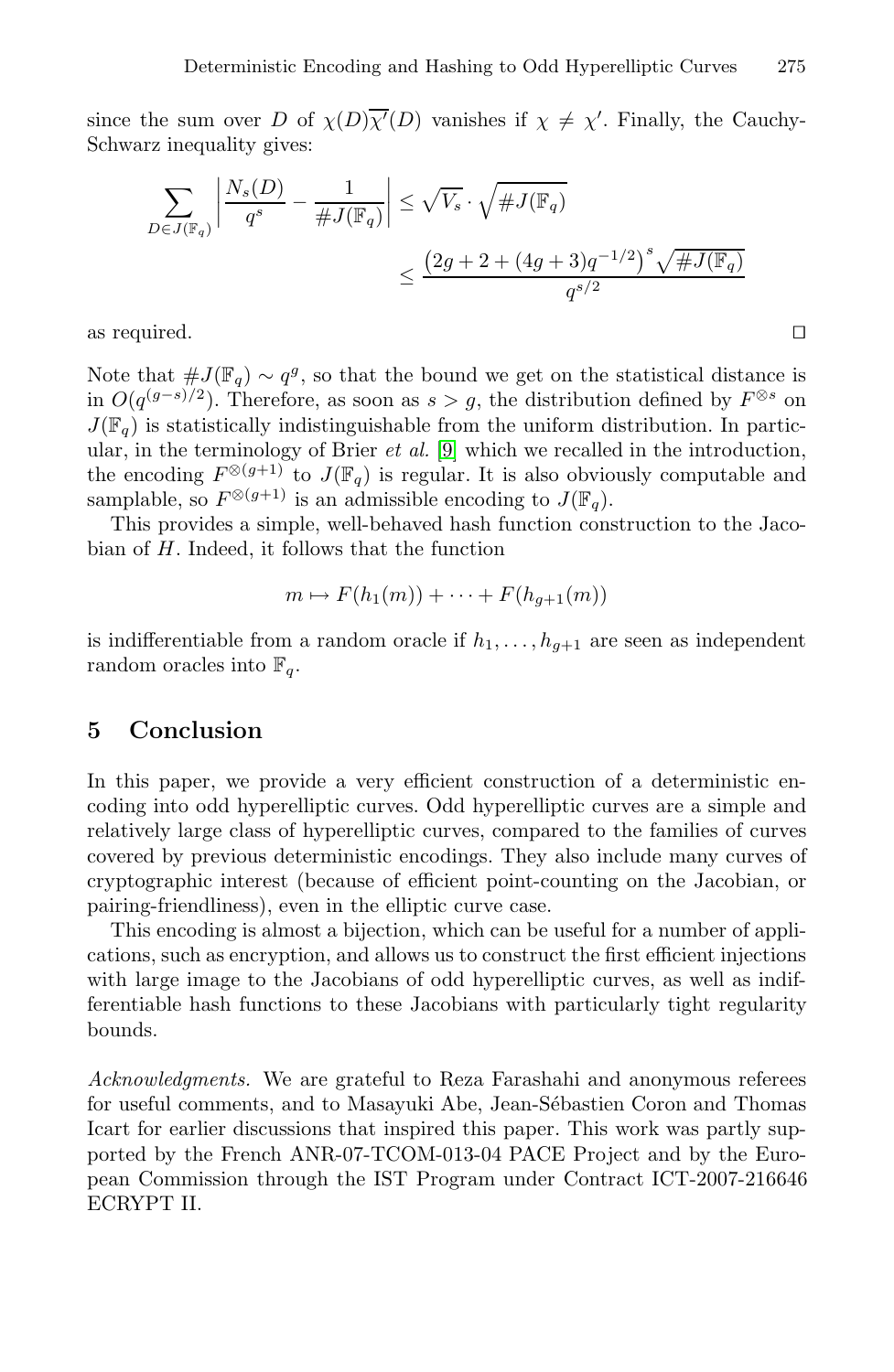since the sum over $D$ of $\chi(D)\overline{\chi'}(D)$ vanishes if $\chi \neq \chi'$. Finally, the Cauchy-Schwarz inequality gives:

$$\sum_{D \in J(\mathbb{F}_q)} \left| \frac{N_s(D)}{q^s} - \frac{1}{\#J(\mathbb{F}_q)} \right| \leq \sqrt{V_s} \cdot \sqrt{\#J(\mathbb{F}_q)}$$
$$\leq \frac{\left(2g + 2 + (4g+3)q^{-1/2}\right)^s \sqrt{\#J(\mathbb{F}_q)}}{q^{s/2}}$$

as required. □

Note that $\#J(\mathbb{F}_q) \sim q^g$, so that the bound we get on the statistical distance is in $O(q^{(g-s)/2})$. Therefore, as soon as $s > g$, the distribution defined by $F^{\otimes s}$ on $J(\mathbb{F}_q)$ is statistically indistinguishable from the uniform distribution. In particular, in the terminology of Brier *et al.* [9] which we recalled in the introduction, the encoding $F^{\otimes(g+1)}$ to $J(\mathbb{F}_q)$ is regular. It is also obviously computable and samplable, so $F^{\otimes(g+1)}$ is an admissible encoding to $J(\mathbb{F}_q)$.

This provides a simple, well-behaved hash function construction to the Jacobian of $H$. Indeed, it follows that the function

$$m \mapsto F(h_1(m)) + \cdots + F(h_{g+1}(m))$$

is indifferentiable from a random oracle if $h_1, \ldots, h_{g+1}$ are seen as independent random oracles into $\mathbb{F}_q$.

## 5 Conclusion

In this paper, we provide a very efficient construction of a deterministic encoding into odd hyperelliptic curves. Odd hyperelliptic curves are a simple and relatively large class of hyperelliptic curves, compared to the families of curves covered by previous deterministic encodings. They also include many curves of cryptographic interest (because of efficient point-counting on the Jacobian, or pairing-friendliness), even in the elliptic curve case.

This encoding is almost a bijection, which can be useful for a number of applications, such as encryption, and allows us to construct the first efficient injections with large image to the Jacobians of odd hyperelliptic curves, as well as indifferentiable hash functions to these Jacobians with particularly tight regularity bounds.

*Acknowledgments.* We are grateful to Reza Farashahi and anonymous referees for useful comments, and to Masayuki Abe, Jean-Sébastien Coron and Thomas Icart for earlier discussions that inspired this paper. This work was partly supported by the French ANR-07-TCOM-013-04 PACE Project and by the European Commission through the IST Program under Contract ICT-2007-216646 ECRYPT II.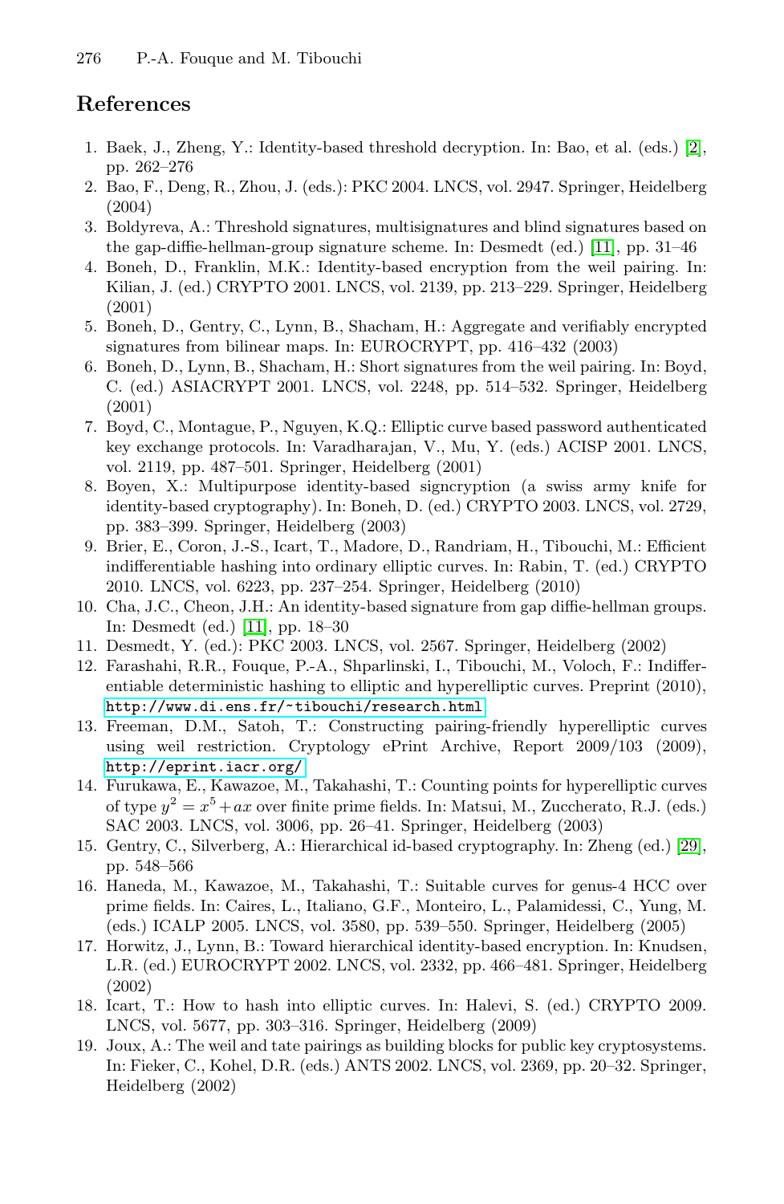## References

1. Baek, J., Zheng, Y.: Identity-based threshold decryption. In: Bao, et al. (eds.) [2], pp. 262–276
2. Bao, F., Deng, R., Zhou, J. (eds.): PKC 2004. LNCS, vol. 2947. Springer, Heidelberg (2004)
3. Boldyreva, A.: Threshold signatures, multisignatures and blind signatures based on the gap-diffie-hellman-group signature scheme. In: Desmedt (ed.) [11], pp. 31–46
4. Boneh, D., Franklin, M.K.: Identity-based encryption from the weil pairing. In: Kilian, J. (ed.) CRYPTO 2001. LNCS, vol. 2139, pp. 213–229. Springer, Heidelberg (2001)
5. Boneh, D., Gentry, C., Lynn, B., Shacham, H.: Aggregate and verifiably encrypted signatures from bilinear maps. In: EUROCRYPT, pp. 416–432 (2003)
6. Boneh, D., Lynn, B., Shacham, H.: Short signatures from the weil pairing. In: Boyd, C. (ed.) ASIACRYPT 2001. LNCS, vol. 2248, pp. 514–532. Springer, Heidelberg (2001)
7. Boyd, C., Montague, P., Nguyen, K.Q.: Elliptic curve based password authenticated key exchange protocols. In: Varadharajan, V., Mu, Y. (eds.) ACISP 2001. LNCS, vol. 2119, pp. 487–501. Springer, Heidelberg (2001)
8. Boyen, X.: Multipurpose identity-based signcryption (a swiss army knife for identity-based cryptography). In: Boneh, D. (ed.) CRYPTO 2003. LNCS, vol. 2729, pp. 383–399. Springer, Heidelberg (2003)
9. Brier, E., Coron, J.-S., Icart, T., Madore, D., Randriam, H., Tibouchi, M.: Efficient indifferentiable hashing into ordinary elliptic curves. In: Rabin, T. (ed.) CRYPTO 2010. LNCS, vol. 6223, pp. 237–254. Springer, Heidelberg (2010)
10. Cha, J.C., Cheon, J.H.: An identity-based signature from gap diffie-hellman groups. In: Desmedt (ed.) [11], pp. 18–30
11. Desmedt, Y. (ed.): PKC 2003. LNCS, vol. 2567. Springer, Heidelberg (2002)
12. Farashahi, R.R., Fouque, P.-A., Shparlinski, I., Tibouchi, M., Voloch, F.: Indifferentiable deterministic hashing to elliptic and hyperelliptic curves. Preprint (2010), http://www.di.ens.fr/~tibouchi/research.html
13. Freeman, D.M., Satoh, T.: Constructing pairing-friendly hyperelliptic curves using weil restriction. Cryptology ePrint Archive, Report 2009/103 (2009), http://eprint.iacr.org/
14. Furukawa, E., Kawazoe, M., Takahashi, T.: Counting points for hyperelliptic curves of type $y^2 = x^5 + ax$ over finite prime fields. In: Matsui, M., Zuccherato, R.J. (eds.) SAC 2003. LNCS, vol. 3006, pp. 26–41. Springer, Heidelberg (2003)
15. Gentry, C., Silverberg, A.: Hierarchical id-based cryptography. In: Zheng (ed.) [29], pp. 548–566
16. Haneda, M., Kawazoe, M., Takahashi, T.: Suitable curves for genus-4 HCC over prime fields. In: Caires, L., Italiano, G.F., Monteiro, L., Palamidessi, C., Yung, M. (eds.) ICALP 2005. LNCS, vol. 3580, pp. 539–550. Springer, Heidelberg (2005)
17. Horwitz, J., Lynn, B.: Toward hierarchical identity-based encryption. In: Knudsen, L.R. (ed.) EUROCRYPT 2002. LNCS, vol. 2332, pp. 466–481. Springer, Heidelberg (2002)
18. Icart, T.: How to hash into elliptic curves. In: Halevi, S. (ed.) CRYPTO 2009. LNCS, vol. 5677, pp. 303–316. Springer, Heidelberg (2009)
19. Joux, A.: The weil and tate pairings as building blocks for public key cryptosystems. In: Fieker, C., Kohel, D.R. (eds.) ANTS 2002. LNCS, vol. 2369, pp. 20–32. Springer, Heidelberg (2002)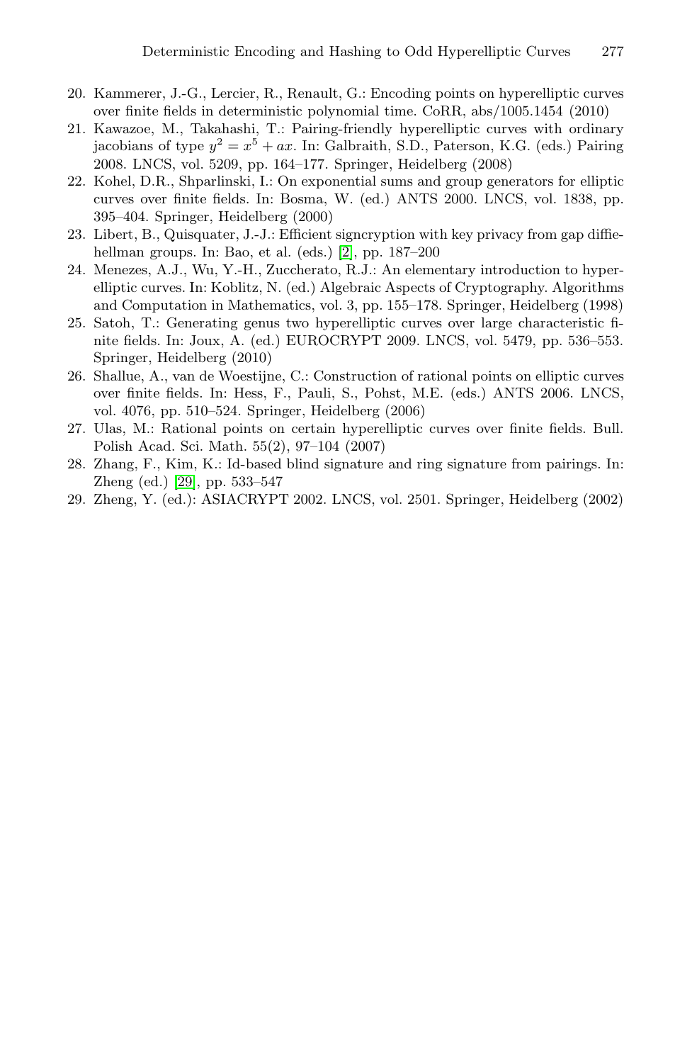20. Kammerer, J.-G., Lercier, R., Renault, G.: Encoding points on hyperelliptic curves over finite fields in deterministic polynomial time. CoRR, abs/1005.1454 (2010)
21. Kawazoe, M., Takahashi, T.: Pairing-friendly hyperelliptic curves with ordinary jacobians of type $y^2 = x^5 + ax$. In: Galbraith, S.D., Paterson, K.G. (eds.) Pairing 2008. LNCS, vol. 5209, pp. 164–177. Springer, Heidelberg (2008)
22. Kohel, D.R., Shparlinski, I.: On exponential sums and group generators for elliptic curves over finite fields. In: Bosma, W. (ed.) ANTS 2000. LNCS, vol. 1838, pp. 395–404. Springer, Heidelberg (2000)
23. Libert, B., Quisquater, J.-J.: Efficient signcryption with key privacy from gap diffie-hellman groups. In: Bao, et al. (eds.) [2], pp. 187–200
24. Menezes, A.J., Wu, Y.-H., Zuccherato, R.J.: An elementary introduction to hyperelliptic curves. In: Koblitz, N. (ed.) Algebraic Aspects of Cryptography. Algorithms and Computation in Mathematics, vol. 3, pp. 155–178. Springer, Heidelberg (1998)
25. Satoh, T.: Generating genus two hyperelliptic curves over large characteristic finite fields. In: Joux, A. (ed.) EUROCRYPT 2009. LNCS, vol. 5479, pp. 536–553. Springer, Heidelberg (2010)
26. Shallue, A., van de Woestijne, C.: Construction of rational points on elliptic curves over finite fields. In: Hess, F., Pauli, S., Pohst, M.E. (eds.) ANTS 2006. LNCS, vol. 4076, pp. 510–524. Springer, Heidelberg (2006)
27. Ulas, M.: Rational points on certain hyperelliptic curves over finite fields. Bull. Polish Acad. Sci. Math. 55(2), 97–104 (2007)
28. Zhang, F., Kim, K.: Id-based blind signature and ring signature from pairings. In: Zheng (ed.) [29], pp. 533–547
29. Zheng, Y. (ed.): ASIACRYPT 2002. LNCS, vol. 2501. Springer, Heidelberg (2002)